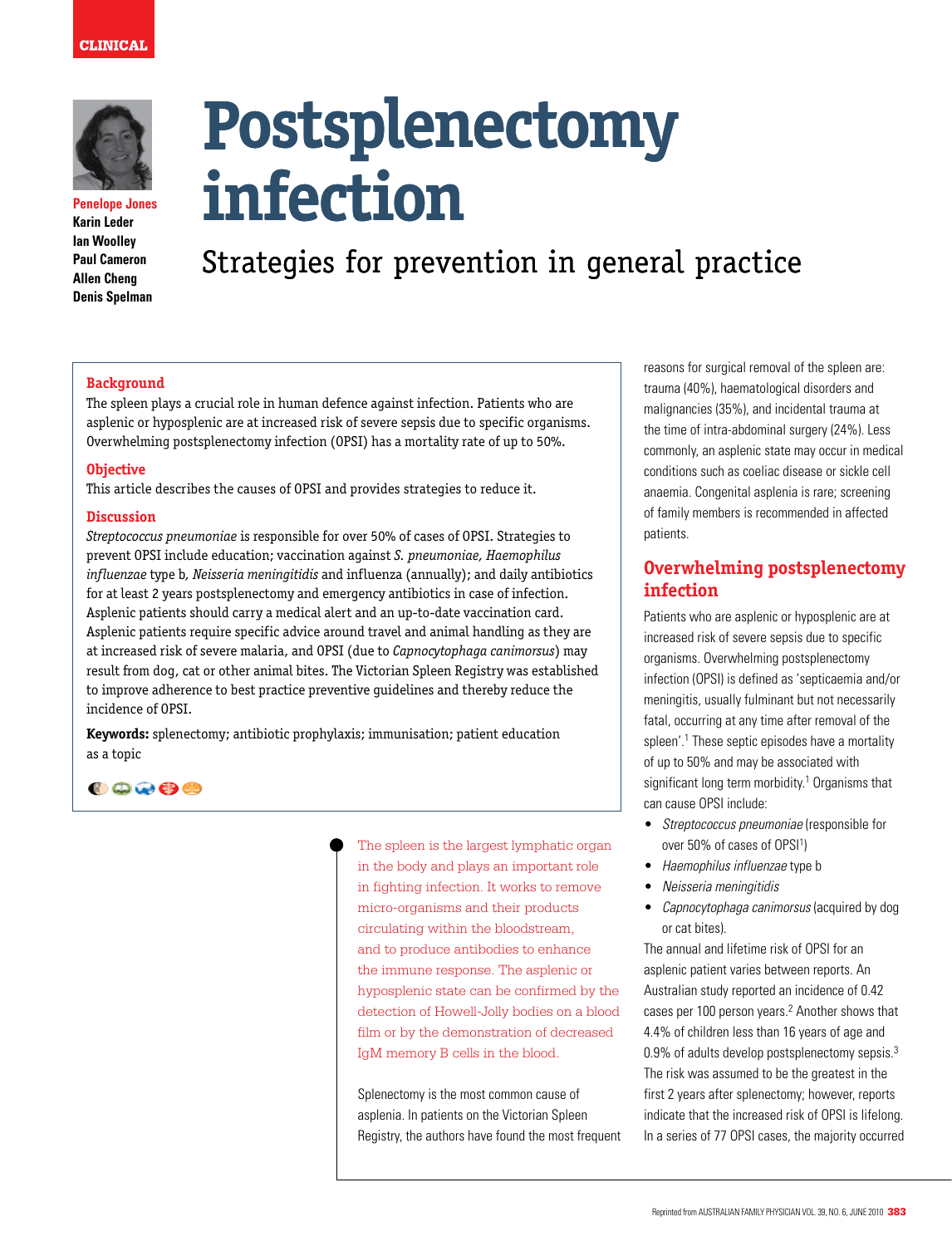CLINICAL

Penelope Jones
Karin Leder
Ian Woolley
Paul Cameron
Allen Cheng
Denis Spelman

# Postsplenectomy infection

## Strategies for prevention in general practice

### Background

The spleen plays a crucial role in human defence against infection. Patients who are asplenic or hyposplenic are at increased risk of severe sepsis due to specific organisms. Overwhelming postsplenectomy infection (OPSI) has a mortality rate of up to 50%.

### Objective

This article describes the causes of OPSI and provides strategies to reduce it.

### Discussion

*Streptococcus pneumoniae* is responsible for over 50% of cases of OPSI. Strategies to prevent OPSI include education; vaccination against *S. pneumoniae, Haemophilus influenzae* type b, *Neisseria meningitidis* and influenza (annually); and daily antibiotics for at least 2 years postsplenectomy and emergency antibiotics in case of infection. Asplenic patients should carry a medical alert and an up-to-date vaccination card. Asplenic patients require specific advice around travel and animal handling as they are at increased risk of severe malaria, and OPSI (due to *Capnocytophaga canimorsus*) may result from dog, cat or other animal bites. The Victorian Spleen Registry was established to improve adherence to best practice preventive guidelines and thereby reduce the incidence of OPSI.

**Keywords:** splenectomy; antibiotic prophylaxis; immunisation; patient education as a topic

The spleen is the largest lymphatic organ in the body and plays an important role in fighting infection. It works to remove micro-organisms and their products circulating within the bloodstream, and to produce antibodies to enhance the immune response. The asplenic or hyposplenic state can be confirmed by the detection of Howell-Jolly bodies on a blood film or by the demonstration of decreased IgM memory B cells in the blood.

Splenectomy is the most common cause of asplenia. In patients on the Victorian Spleen Registry, the authors have found the most frequent reasons for surgical removal of the spleen are: trauma (40%), haematological disorders and malignancies (35%), and incidental trauma at the time of intra-abdominal surgery (24%). Less commonly, an asplenic state may occur in medical conditions such as coeliac disease or sickle cell anaemia. Congenital asplenia is rare; screening of family members is recommended in affected patients.

## Overwhelming postsplenectomy infection

Patients who are asplenic or hyposplenic are at increased risk of severe sepsis due to specific organisms. Overwhelming postsplenectomy infection (OPSI) is defined as 'septicaemia and/or meningitis, usually fulminant but not necessarily fatal, occurring at any time after removal of the spleen'.[1] These septic episodes have a mortality of up to 50% and may be associated with significant long term morbidity.[1] Organisms that can cause OPSI include:

- *Streptococcus pneumoniae* (responsible for over 50% of cases of OPSI[1])
- *Haemophilus influenzae* type b
- *Neisseria meningitidis*
- *Capnocytophaga canimorsus* (acquired by dog or cat bites).

The annual and lifetime risk of OPSI for an asplenic patient varies between reports. An Australian study reported an incidence of 0.42 cases per 100 person years.[2] Another shows that 4.4% of children less than 16 years of age and 0.9% of adults develop postsplenectomy sepsis.[3] The risk was assumed to be the greatest in the first 2 years after splenectomy; however, reports indicate that the increased risk of OPSI is lifelong. In a series of 77 OPSI cases, the majority occurred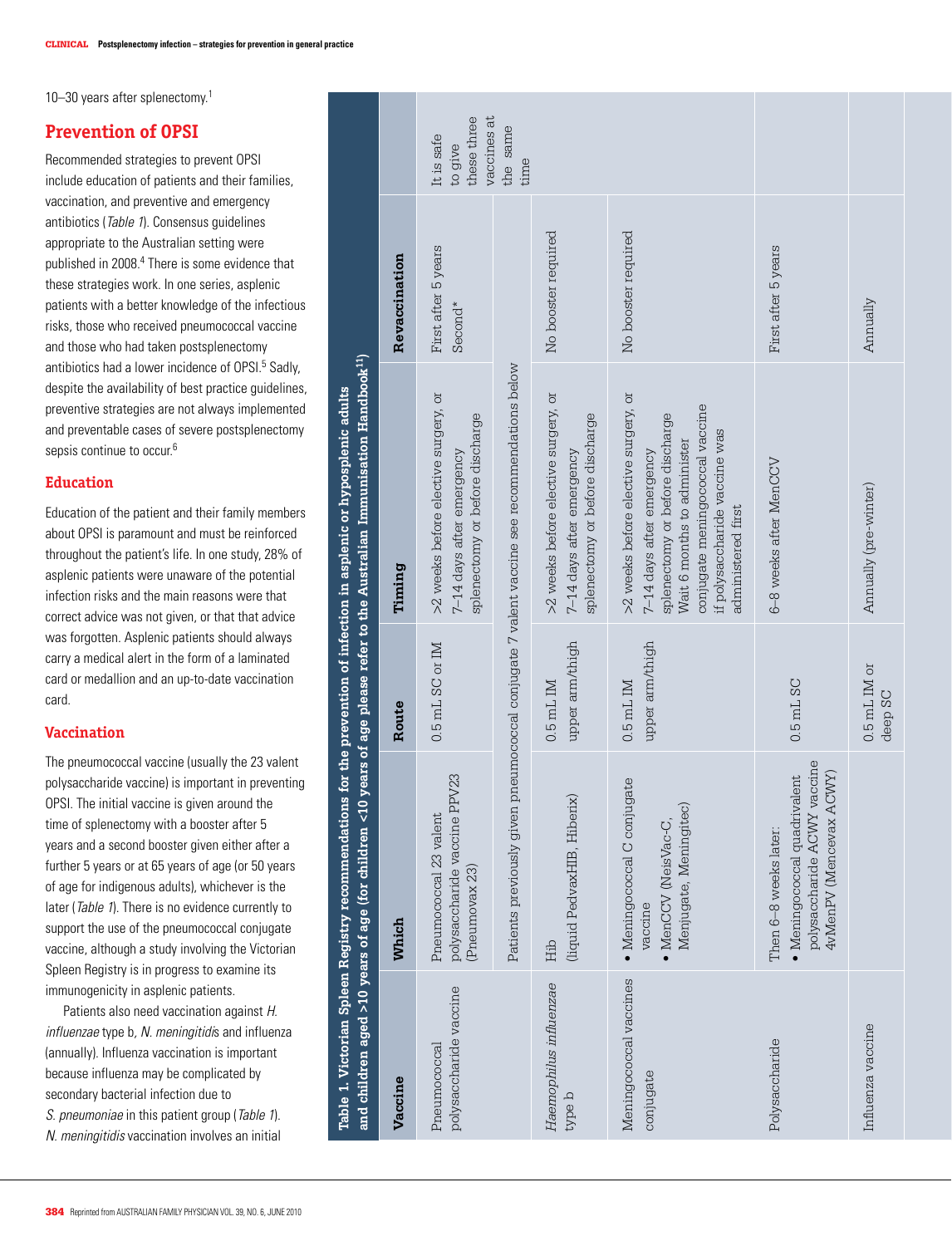10–30 years after splenectomy.[1]

## Prevention of OPSI

Recommended strategies to prevent OPSI include education of patients and their families, vaccination, and preventive and emergency antibiotics (*Table 1*). Consensus guidelines appropriate to the Australian setting were published in 2008.[4] There is some evidence that these strategies work. In one series, asplenic patients with a better knowledge of the infectious risks, those who received pneumococcal vaccine and those who had taken postsplenectomy antibiotics had a lower incidence of OPSI.[5] Sadly, despite the availability of best practice guidelines, preventive strategies are not always implemented and preventable cases of severe postsplenectomy sepsis continue to occur.[6]

### Education

Education of the patient and their family members about OPSI is paramount and must be reinforced throughout the patient's life. In one study, 28% of asplenic patients were unaware of the potential infection risks and the main reasons were that correct advice was not given, or that that advice was forgotten. Asplenic patients should always carry a medical alert in the form of a laminated card or medallion and an up-to-date vaccination card.

### Vaccination

The pneumococcal vaccine (usually the 23 valent polysaccharide vaccine) is important in preventing OPSI. The initial vaccine is given around the time of splenectomy with a booster after 5 years and a second booster given either after a further 5 years or at 65 years of age (or 50 years of age for indigenous adults), whichever is the later (*Table 1*). There is no evidence currently to support the use of the pneumococcal conjugate vaccine, although a study involving the Victorian Spleen Registry is in progress to examine its immunogenicity in asplenic patients.

Patients also need vaccination against *H. influenzae* type b, *N. meningitidis* and influenza (annually). Influenza vaccination is important because influenza may be complicated by secondary bacterial infection due to *S. pneumoniae* in this patient group (*Table 1*). *N. meningitidis* vaccination involves an initial

**Table 1. Victorian Spleen Registry recommendations for the prevention of infection in asplenic or hyposplenic adults and children aged >10 years of age (for children <10 years of age please refer to the Australian Immunisation Handbook[11])**

| Vaccine | Which | Route | Timing | Revaccination | |
|---|---|---|---|---|---|
| Pneumococcal polysaccharide vaccine | Pneumococcal 23 valent polysaccharide vaccine PPV23 (Pneumovax 23) | 0.5 mL SC or IM | >2 weeks before elective surgery, or 7–14 days after emergency splenectomy or before discharge | First after 5 years<br>Second* | It is safe to give these three vaccines at the same time |
| | Patients previously given pneumococcal conjugate 7 valent vaccine see recommendations below | | | | |
| *Haemophilus influenzae* type b | Hib (liquid PedvaxHIB, Hiberix) | 0.5 mL IM upper arm/thigh | >2 weeks before elective surgery, or 7–14 days after emergency splenectomy or before discharge | No booster required | |
| Meningococcal vaccines conjugate | • Meningococcal C conjugate vaccine<br>• MenCCV (NeisVac-C, Menjugate, Meningitec) | 0.5 mL IM upper arm/thigh | >2 weeks before elective surgery, or 7–14 days after emergency splenectomy or before discharge<br>Wait 6 months to administer conjugate meningococcal vaccine if polysaccharide vaccine was administered first | No booster required | |
| Polysaccharide | Then 6–8 weeks later:<br>• Meningococcal quadrivalent polysaccharide ACWY vaccine 4vMenPV (Mencevax ACWY) | 0.5 mL SC | 6–8 weeks after MenCCV | First after 5 years | |
| Influenza vaccine | | 0.5 mL IM or deep SC | Annually (pre-winter) | Annually | |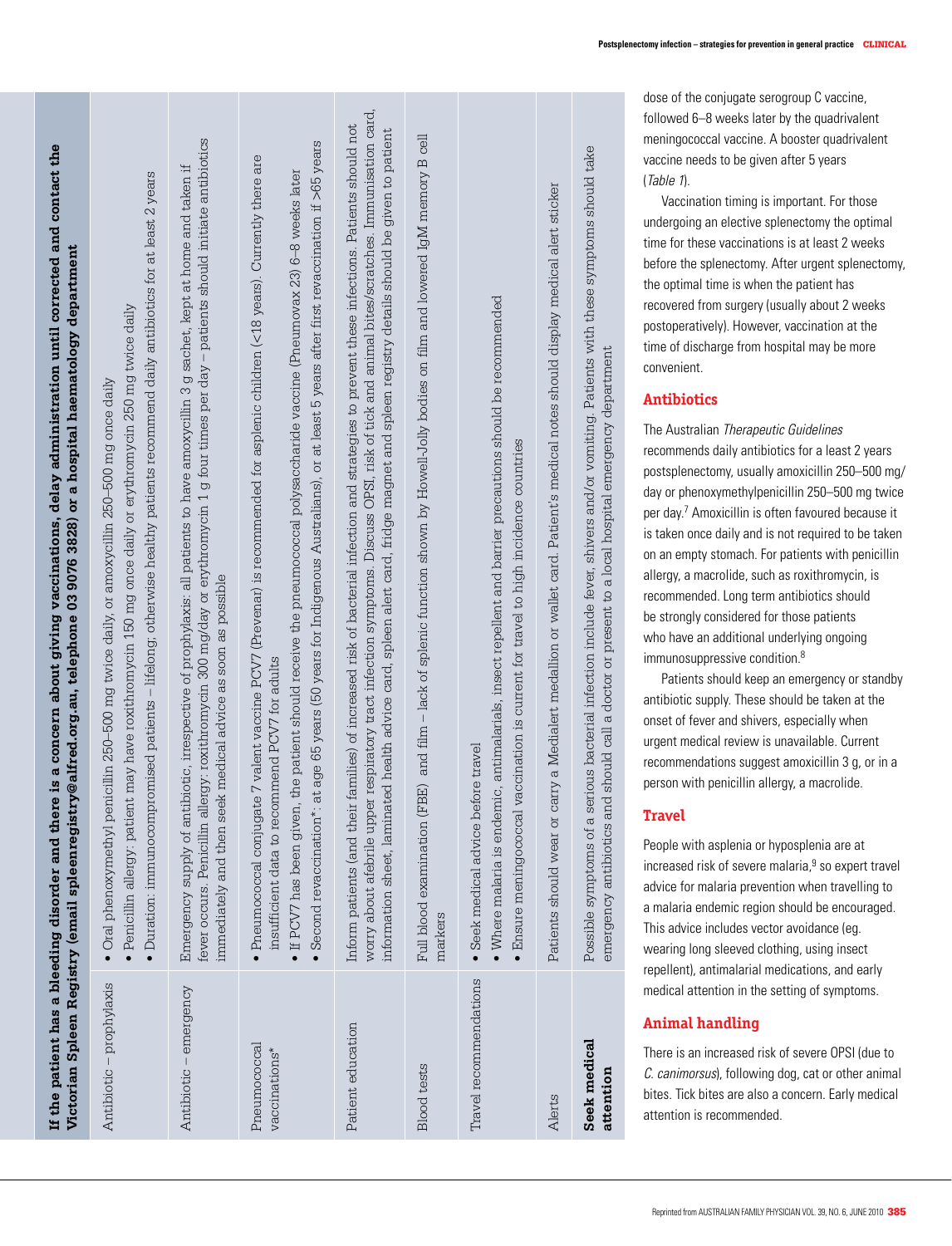| If the patient has a bleeding disorder and there is a concern about giving vaccinations, delay administration until corrected and contact the Victorian Spleen Registry (email spleenregistry@alfred.org.au, telephone 03 9076 3828) or a hospital haematology department | |
|---|---|
| Antibiotic – prophylaxis | • Oral phenoxymethyl penicillin 250–500 mg twice daily, or amoxycillin 250–500 mg once daily<br>• Penicillin allergy: patient may have roxithromycin 150 mg once daily or erythromycin 250 mg twice daily<br>• Duration: immunocompromised patients – lifelong; otherwise healthy patients recommend daily antibiotics for at least 2 years |
| Antibiotic – emergency | Emergency supply of antibiotic, irrespective of prophylaxis: all patients to have amoxycillin 3 g sachet, kept at home and taken if fever occurs. Penicillin allergy: roxithromycin 300 mg/day or erythromycin 1 g four times per day – patients should initiate antibiotics immediately and then seek medical advice as soon as possible |
| Pneumococcal vaccinations* | • Pneumococcal conjugate 7 valent vaccine PCV7 (Prevenar) is recommended for asplenic children (<18 years). Currently there are insufficient data to recommend PCV7 for adults<br>• If PCV7 has been given, the patient should receive the pneumococcal polysaccharide vaccine (Pneumovax 23) 6–8 weeks later<br>• Second revaccination*: at age 65 years (50 years for Indigenous Australians), or at least 5 years after first revaccination if >65 years |
| Patient education | Inform patients (and their families) of increased risk of bacterial infection and strategies to prevent these infections. Patients should not worry about afebrile upper respiratory tract infection symptoms. Discuss OPSI, risk of tick and animal bites/scratches. Immunisation card, information sheet, laminated health advice card, spleen alert card, fridge magnet and spleen registry details should be given to patient |
| Blood tests | Full blood examination (FBE) and film – lack of splenic function shown by Howell-Jolly bodies on film and lowered IgM memory B cell markers |
| Travel recommendations | • Seek medical advice before travel<br>• Where malaria is endemic, antimalarials, insect repellent and barrier precautions should be recommended<br>• Ensure meningococcal vaccination is current for travel to high incidence countries |
| Alerts | Patients should wear or carry a Medialert medallion or wallet card. Patient's medical notes should display medical alert sticker |
| **Seek medical attention** | Possible symptoms of a serious bacterial infection include fever, shivers and/or vomiting. Patients with these symptoms should take emergency antibiotics and should call a doctor or present to a local hospital emergency department |

dose of the conjugate serogroup C vaccine, followed 6–8 weeks later by the quadrivalent meningococcal vaccine. A booster quadrivalent vaccine needs to be given after 5 years (*Table 1*).

Vaccination timing is important. For those undergoing an elective splenectomy the optimal time for these vaccinations is at least 2 weeks before the splenectomy. After urgent splenectomy, the optimal time is when the patient has recovered from surgery (usually about 2 weeks postoperatively). However, vaccination at the time of discharge from hospital may be more convenient.

## Antibiotics

The Australian *Therapeutic Guidelines* recommends daily antibiotics for a least 2 years postsplenectomy, usually amoxicillin 250–500 mg/day or phenoxymethylpenicillin 250–500 mg twice per day.[7] Amoxicillin is often favoured because it is taken once daily and is not required to be taken on an empty stomach. For patients with penicillin allergy, a macrolide, such as roxithromycin, is recommended. Long term antibiotics should be strongly considered for those patients who have an additional underlying ongoing immunosuppressive condition.[8]

Patients should keep an emergency or standby antibiotic supply. These should be taken at the onset of fever and shivers, especially when urgent medical review is unavailable. Current recommendations suggest amoxicillin 3 g, or in a person with penicillin allergy, a macrolide.

## Travel

People with asplenia or hyposplenia are at increased risk of severe malaria,[9] so expert travel advice for malaria prevention when travelling to a malaria endemic region should be encouraged. This advice includes vector avoidance (eg. wearing long sleeved clothing, using insect repellent), antimalarial medications, and early medical attention in the setting of symptoms.

## Animal handling

There is an increased risk of severe OPSI (due to *C. canimorsus*), following dog, cat or other animal bites. Tick bites are also a concern. Early medical attention is recommended.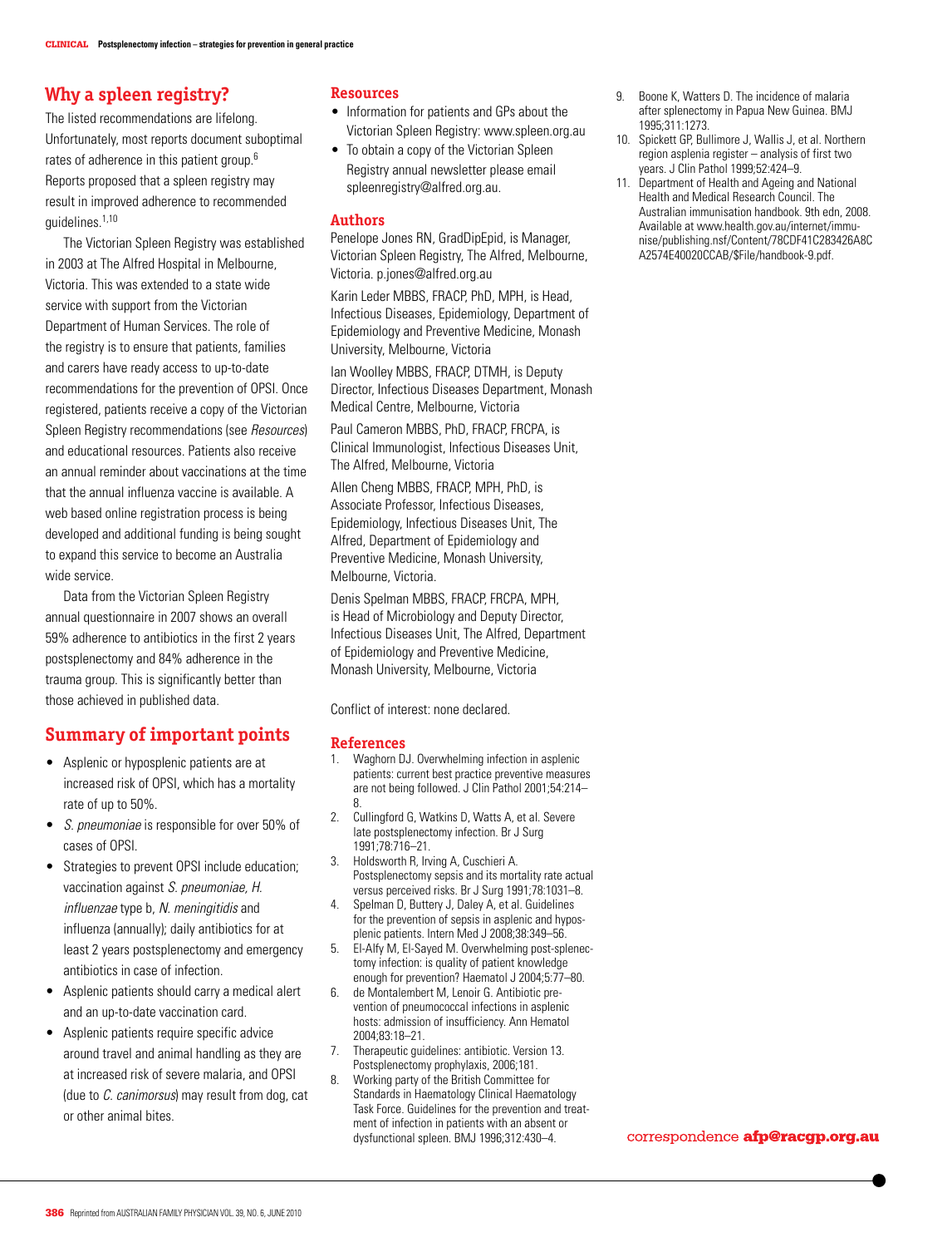## Why a spleen registry?

The listed recommendations are lifelong. Unfortunately, most reports document suboptimal rates of adherence in this patient group.[6] Reports proposed that a spleen registry may result in improved adherence to recommended guidelines.[1,10]

The Victorian Spleen Registry was established in 2003 at The Alfred Hospital in Melbourne, Victoria. This was extended to a state wide service with support from the Victorian Department of Human Services. The role of the registry is to ensure that patients, families and carers have ready access to up-to-date recommendations for the prevention of OPSI. Once registered, patients receive a copy of the Victorian Spleen Registry recommendations (see *Resources*) and educational resources. Patients also receive an annual reminder about vaccinations at the time that the annual influenza vaccine is available. A web based online registration process is being developed and additional funding is being sought to expand this service to become an Australia wide service.

Data from the Victorian Spleen Registry annual questionnaire in 2007 shows an overall 59% adherence to antibiotics in the first 2 years postsplenectomy and 84% adherence in the trauma group. This is significantly better than those achieved in published data.

## Summary of important points

- Asplenic or hyposplenic patients are at increased risk of OPSI, which has a mortality rate of up to 50%.
- *S. pneumoniae* is responsible for over 50% of cases of OPSI.
- Strategies to prevent OPSI include education; vaccination against *S. pneumoniae, H. influenzae* type b, *N. meningitidis* and influenza (annually); daily antibiotics for at least 2 years postsplenectomy and emergency antibiotics in case of infection.
- Asplenic patients should carry a medical alert and an up-to-date vaccination card.
- Asplenic patients require specific advice around travel and animal handling as they are at increased risk of severe malaria, and OPSI (due to *C. canimorsus*) may result from dog, cat or other animal bites.

## Resources

- Information for patients and GPs about the Victorian Spleen Registry: www.spleen.org.au
- To obtain a copy of the Victorian Spleen Registry annual newsletter please email spleenregistry@alfred.org.au.

## Authors

Penelope Jones RN, GradDipEpid, is Manager, Victorian Spleen Registry, The Alfred, Melbourne, Victoria. p.jones@alfred.org.au

Karin Leder MBBS, FRACP, PhD, MPH, is Head, Infectious Diseases, Epidemiology, Department of Epidemiology and Preventive Medicine, Monash University, Melbourne, Victoria

Ian Woolley MBBS, FRACP, DTMH, is Deputy Director, Infectious Diseases Department, Monash Medical Centre, Melbourne, Victoria

Paul Cameron MBBS, PhD, FRACP, FRCPA, is Clinical Immunologist, Infectious Diseases Unit, The Alfred, Melbourne, Victoria

Allen Cheng MBBS, FRACP, MPH, PhD, is Associate Professor, Infectious Diseases, Epidemiology, Infectious Diseases Unit, The Alfred, Department of Epidemiology and Preventive Medicine, Monash University, Melbourne, Victoria.

Denis Spelman MBBS, FRACP, FRCPA, MPH, is Head of Microbiology and Deputy Director, Infectious Diseases Unit, The Alfred, Department of Epidemiology and Preventive Medicine, Monash University, Melbourne, Victoria

Conflict of interest: none declared.

## References

1. Waghorn DJ. Overwhelming infection in asplenic patients: current best practice preventive measures are not being followed. J Clin Pathol 2001;54:214–8.
2. Cullingford G, Watkins D, Watts A, et al. Severe late postsplenectomy infection. Br J Surg 1991;78:716–21.
3. Holdsworth R, Irving A, Cuschieri A. Postsplenectomy sepsis and its mortality rate actual versus perceived risks. Br J Surg 1991;78:1031–8.
4. Spelman D, Buttery J, Daley A, et al. Guidelines for the prevention of sepsis in asplenic and hyposplenic patients. Intern Med J 2008;38:349–56.
5. El-Alfy M, El-Sayed M. Overwhelming post-splenectomy infection: is quality of patient knowledge enough for prevention? Haematol J 2004;5:77–80.
6. de Montalembert M, Lenoir G. Antibiotic prevention of pneumococcal infections in asplenic hosts: admission of insufficiency. Ann Hematol 2004;83:18–21.
7. Therapeutic guidelines: antibiotic. Version 13. Postsplenectomy prophylaxis, 2006;181.
8. Working party of the British Committee for Standards in Haematology Clinical Haematology Task Force. Guidelines for the prevention and treatment of infection in patients with an absent or dysfunctional spleen. BMJ 1996;312:430–4.
9. Boone K, Watters D. The incidence of malaria after splenectomy in Papua New Guinea. BMJ 1995;311:1273.
10. Spickett GP, Bullimore J, Wallis J, et al. Northern region asplenia register – analysis of first two years. J Clin Pathol 1999;52:424–9.
11. Department of Health and Ageing and National Health and Medical Research Council. The Australian immunisation handbook. 9th edn, 2008. Available at www.health.gov.au/internet/immunise/publishing.nsf/Content/78CDF41C283426A8CA2574E40020CCAB/$File/handbook-9.pdf.

correspondence **afp@racgp.org.au**